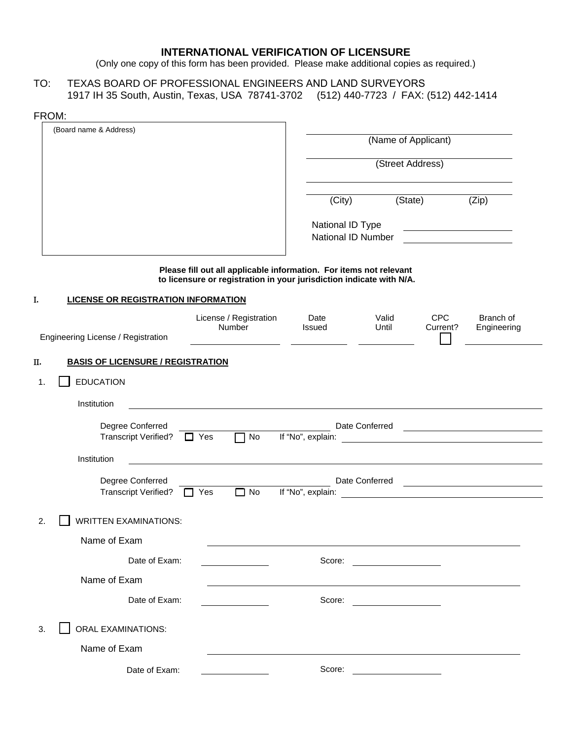# INTERNATIONAL VERIFICATION OF LICENSURE

(Only one copy of this form has been provided. Please make additional copies as required.)

TO: TEXAS BOARD OF PROFESSIONAL ENGINEERS AND LAND SURVEYORS
1917 IH 35 South, Austin, Texas, USA 78741-3702 (512) 440-7723 / FAX: (512) 442-1414

FROM:

(Board name & Address)

______________________
(Name of Applicant)

______________________
(Street Address)

______________________

______________________
(City) (State) (Zip)

National ID Type ______________

National ID Number ______________

**Please fill out all applicable information. For items not relevant to licensure or registration in your jurisdiction indicate with N/A.**

## I. LICENSE OR REGISTRATION INFORMATION

| | License / Registration Number | Date Issued | Valid Until | CPC Current? | Branch of Engineering |
|---|---|---|---|---|---|
| Engineering License / Registration | ______ | ______ | ______ | ☐ | ______ |

## II. BASIS OF LICENSURE / REGISTRATION

1. ☐ EDUCATION

   Institution ______________________

   Degree Conferred ______________ Date Conferred ______________
   Transcript Verified? ☐ Yes ☐ No If "No", explain: ______________

   Institution ______________________

   Degree Conferred ______________ Date Conferred ______________
   Transcript Verified? ☐ Yes ☐ No If "No", explain: ______________

2. ☐ WRITTEN EXAMINATIONS:

   Name of Exam ______________________

   Date of Exam: ______________ Score: ______________

   Name of Exam ______________________

   Date of Exam: ______________ Score: ______________

3. ☐ ORAL EXAMINATIONS:

   Name of Exam ______________________

   Date of Exam: ______________ Score: ______________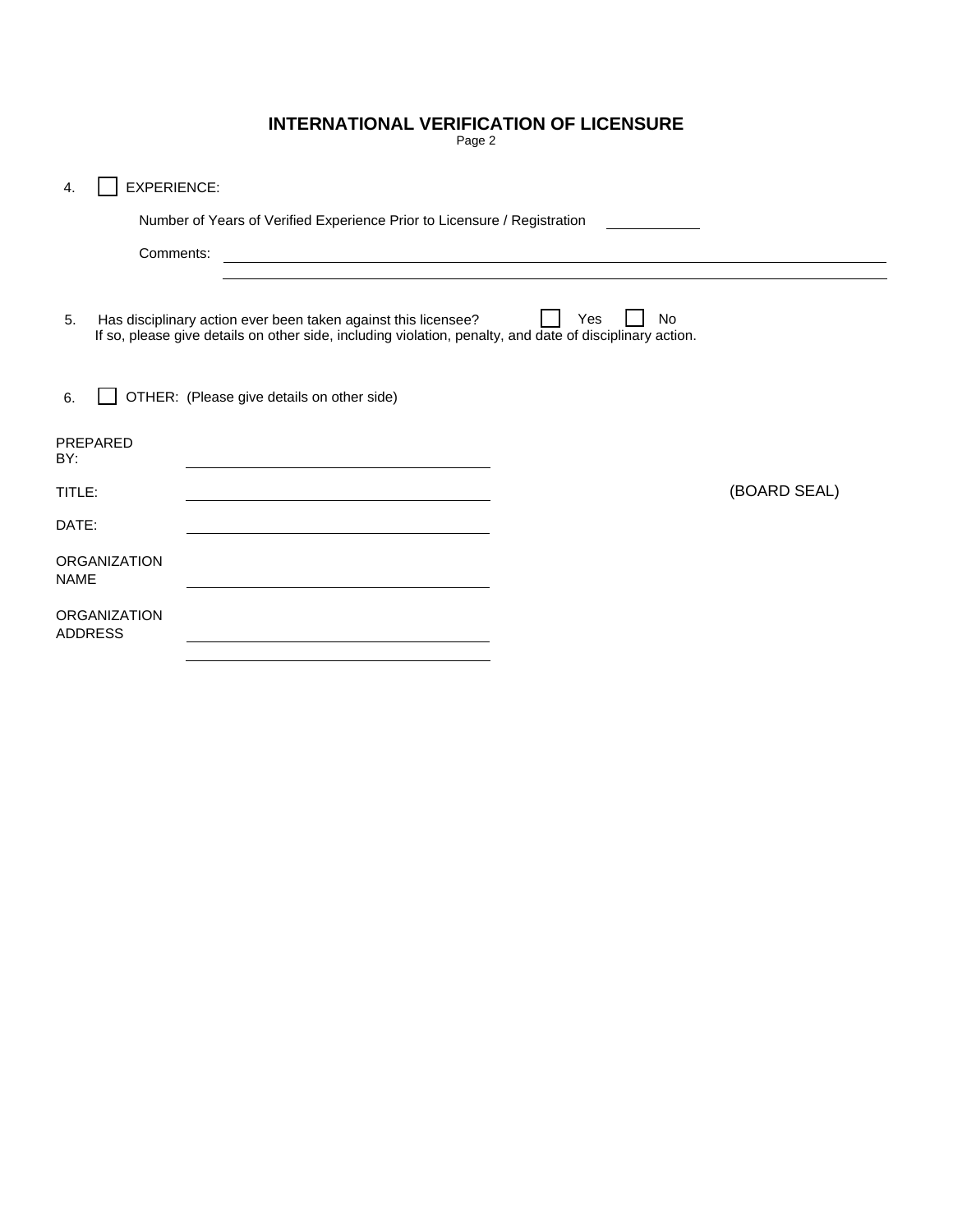# INTERNATIONAL VERIFICATION OF LICENSURE

Page 2

4. ☐ EXPERIENCE:

   Number of Years of Verified Experience Prior to Licensure / Registration \_\_\_\_\_\_\_\_\_\_

   Comments: \_\_\_\_\_\_\_\_\_\_\_\_\_\_\_\_\_\_\_\_\_\_\_\_\_\_\_\_\_\_\_\_\_\_\_\_\_\_\_\_\_\_\_\_\_\_\_\_

5. Has disciplinary action ever been taken against this licensee? ☐ Yes ☐ No
   If so, please give details on other side, including violation, penalty, and date of disciplinary action.

6. ☐ OTHER: (Please give details on other side)

PREPARED BY: \_\_\_\_\_\_\_\_\_\_\_\_\_\_\_\_\_\_\_\_

TITLE: \_\_\_\_\_\_\_\_\_\_\_\_\_\_\_\_\_\_\_\_

(BOARD SEAL)

DATE: \_\_\_\_\_\_\_\_\_\_\_\_\_\_\_\_\_\_\_\_

ORGANIZATION NAME \_\_\_\_\_\_\_\_\_\_\_\_\_\_\_\_\_\_\_\_

ORGANIZATION ADDRESS \_\_\_\_\_\_\_\_\_\_\_\_\_\_\_\_\_\_\_\_

\_\_\_\_\_\_\_\_\_\_\_\_\_\_\_\_\_\_\_\_